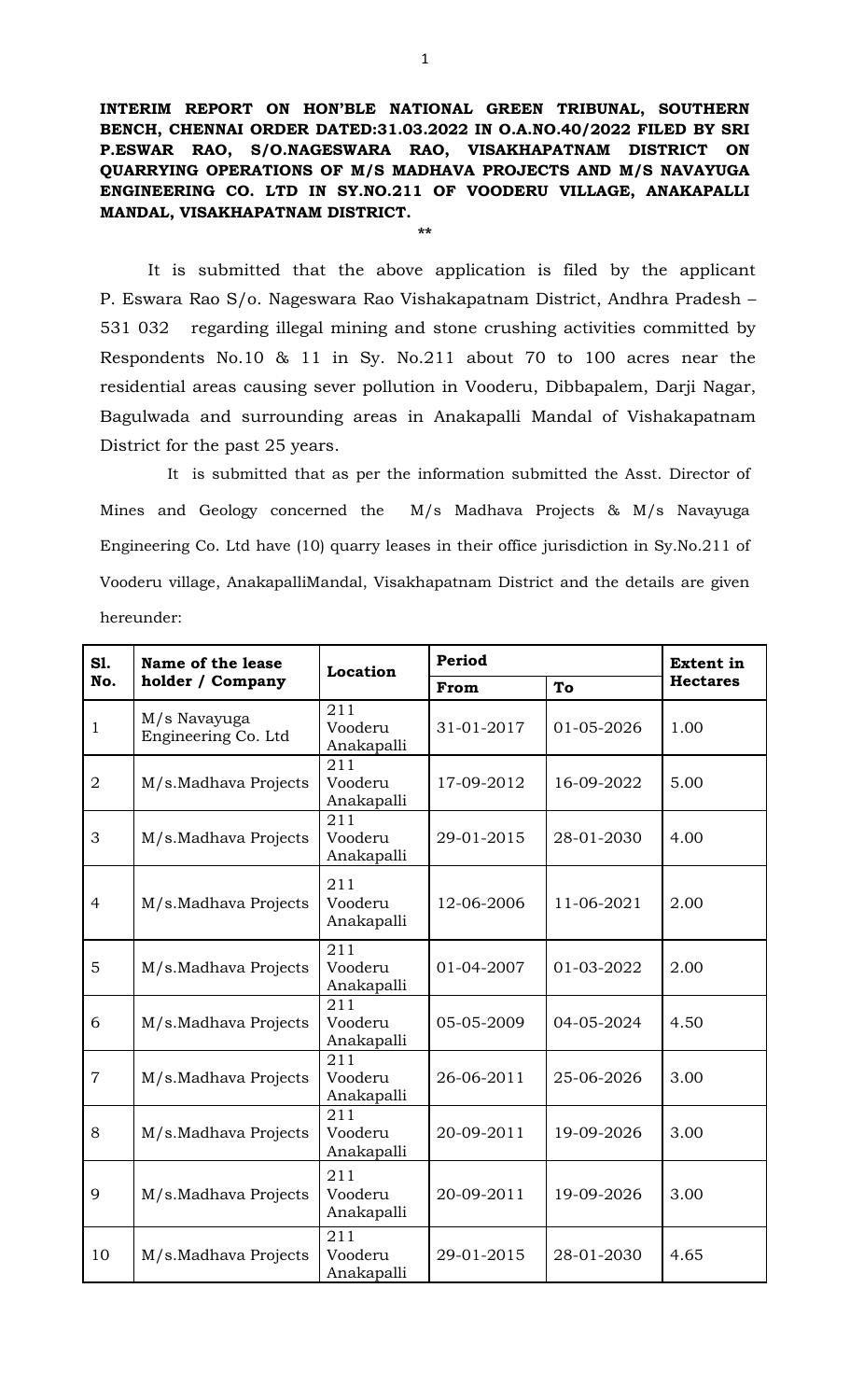**INTERIM REPORT ON HON'BLE NATIONAL GREEN TRIBUNAL, SOUTHERN BENCH, CHENNAI ORDER DATED:31.03.2022 IN O.A.NO.40/2022 FILED BY SRI P.ESWAR RAO, S/O.NAGESWARA RAO, VISAKHAPATNAM DISTRICT ON QUARRYING OPERATIONS OF M/S MADHAVA PROJECTS AND M/S NAVAYUGA ENGINEERING CO. LTD IN SY.NO.211 OF VOODERU VILLAGE, ANAKAPALLI MANDAL, VISAKHAPATNAM DISTRICT.**

**

It is submitted that the above application is filed by the applicant P. Eswara Rao S/o. Nageswara Rao Vishakapatnam District, Andhra Pradesh – 531 032 regarding illegal mining and stone crushing activities committed by Respondents No.10 & 11 in Sy. No.211 about 70 to 100 acres near the residential areas causing sever pollution in Vooderu, Dibbapalem, Darji Nagar, Bagulwada and surrounding areas in Anakapalli Mandal of Vishakapatnam District for the past 25 years.

It is submitted that as per the information submitted the Asst. Director of Mines and Geology concerned the M/s Madhava Projects & M/s Navayuga Engineering Co. Ltd have (10) quarry leases in their office jurisdiction in Sy.No.211 of Vooderu village, AnakapalliMandal, Visakhapatnam District and the details are given hereunder:

| Sl. No. | Name of the lease holder / Company | Location | Period | | Extent in Hectares |
|---|---|---|---|---|---|
| | | | From | To | |
| 1 | M/s Navayuga Engineering Co. Ltd | 211 Vooderu Anakapalli | 31-01-2017 | 01-05-2026 | 1.00 |
| 2 | M/s.Madhava Projects | 211 Vooderu Anakapalli | 17-09-2012 | 16-09-2022 | 5.00 |
| 3 | M/s.Madhava Projects | 211 Vooderu Anakapalli | 29-01-2015 | 28-01-2030 | 4.00 |
| 4 | M/s.Madhava Projects | 211 Vooderu Anakapalli | 12-06-2006 | 11-06-2021 | 2.00 |
| 5 | M/s.Madhava Projects | 211 Vooderu Anakapalli | 01-04-2007 | 01-03-2022 | 2.00 |
| 6 | M/s.Madhava Projects | 211 Vooderu Anakapalli | 05-05-2009 | 04-05-2024 | 4.50 |
| 7 | M/s.Madhava Projects | 211 Vooderu Anakapalli | 26-06-2011 | 25-06-2026 | 3.00 |
| 8 | M/s.Madhava Projects | 211 Vooderu Anakapalli | 20-09-2011 | 19-09-2026 | 3.00 |
| 9 | M/s.Madhava Projects | 211 Vooderu Anakapalli | 20-09-2011 | 19-09-2026 | 3.00 |
| 10 | M/s.Madhava Projects | 211 Vooderu Anakapalli | 29-01-2015 | 28-01-2030 | 4.65 |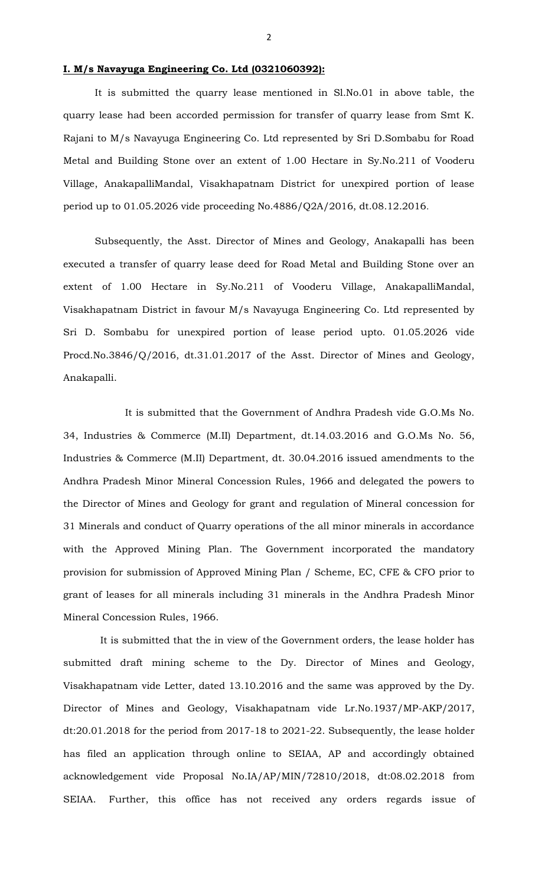**I. M/s Navayuga Engineering Co. Ltd (0321060392):**

It is submitted the quarry lease mentioned in Sl.No.01 in above table, the quarry lease had been accorded permission for transfer of quarry lease from Smt K. Rajani to M/s Navayuga Engineering Co. Ltd represented by Sri D.Sombabu for Road Metal and Building Stone over an extent of 1.00 Hectare in Sy.No.211 of Vooderu Village, AnakapalliMandal, Visakhapatnam District for unexpired portion of lease period up to 01.05.2026 vide proceeding No.4886/Q2A/2016, dt.08.12.2016.

Subsequently, the Asst. Director of Mines and Geology, Anakapalli has been executed a transfer of quarry lease deed for Road Metal and Building Stone over an extent of 1.00 Hectare in Sy.No.211 of Vooderu Village, AnakapalliMandal, Visakhapatnam District in favour M/s Navayuga Engineering Co. Ltd represented by Sri D. Sombabu for unexpired portion of lease period upto. 01.05.2026 vide Procd.No.3846/Q/2016, dt.31.01.2017 of the Asst. Director of Mines and Geology, Anakapalli.

It is submitted that the Government of Andhra Pradesh vide G.O.Ms No. 34, Industries & Commerce (M.II) Department, dt.14.03.2016 and G.O.Ms No. 56, Industries & Commerce (M.II) Department, dt. 30.04.2016 issued amendments to the Andhra Pradesh Minor Mineral Concession Rules, 1966 and delegated the powers to the Director of Mines and Geology for grant and regulation of Mineral concession for 31 Minerals and conduct of Quarry operations of the all minor minerals in accordance with the Approved Mining Plan. The Government incorporated the mandatory provision for submission of Approved Mining Plan / Scheme, EC, CFE & CFO prior to grant of leases for all minerals including 31 minerals in the Andhra Pradesh Minor Mineral Concession Rules, 1966.

It is submitted that the in view of the Government orders, the lease holder has submitted draft mining scheme to the Dy. Director of Mines and Geology, Visakhapatnam vide Letter, dated 13.10.2016 and the same was approved by the Dy. Director of Mines and Geology, Visakhapatnam vide Lr.No.1937/MP-AKP/2017, dt:20.01.2018 for the period from 2017-18 to 2021-22. Subsequently, the lease holder has filed an application through online to SEIAA, AP and accordingly obtained acknowledgement vide Proposal No.IA/AP/MIN/72810/2018, dt:08.02.2018 from SEIAA. Further, this office has not received any orders regards issue of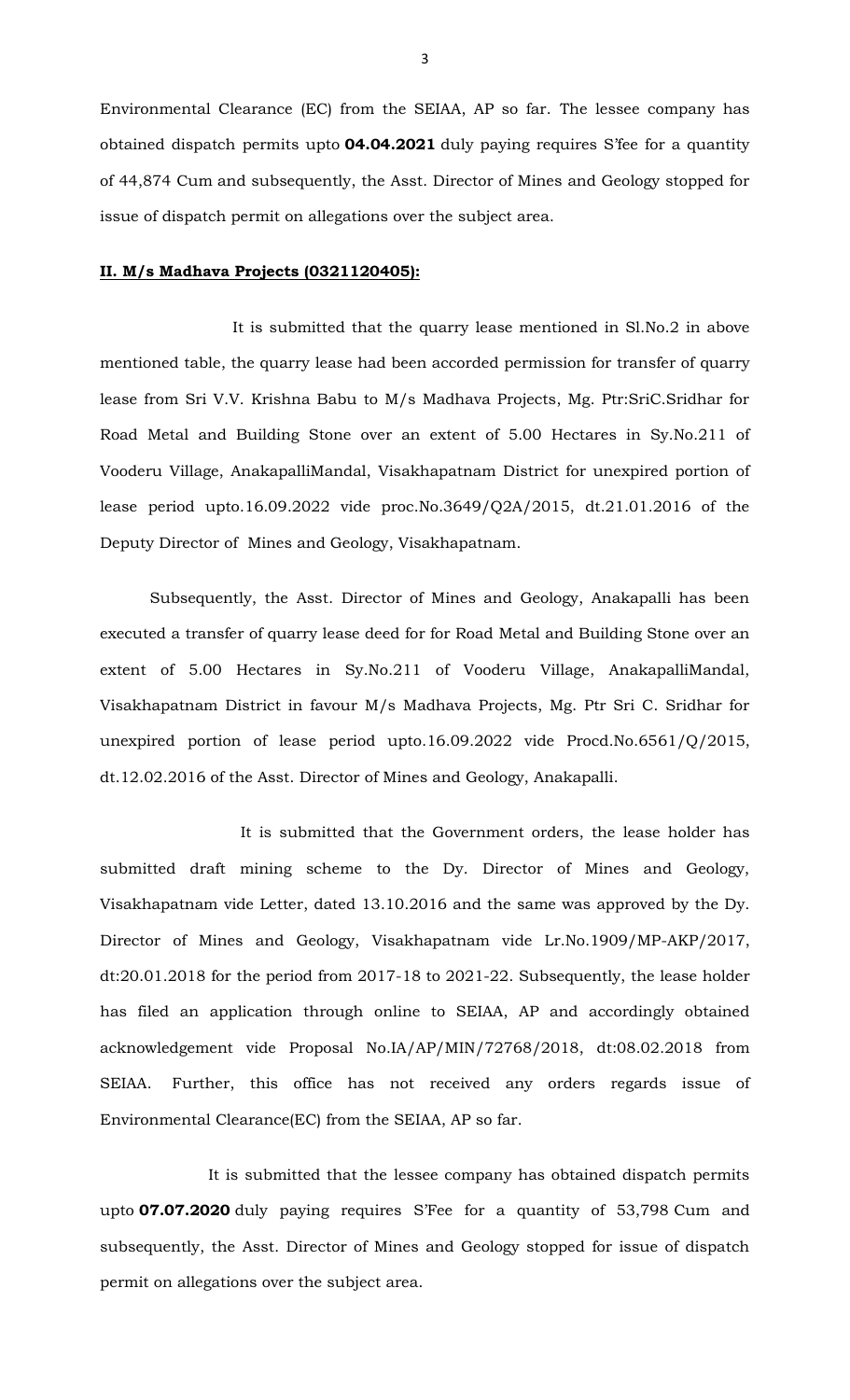Environmental Clearance (EC) from the SEIAA, AP so far. The lessee company has obtained dispatch permits upto **04.04.2021** duly paying requires S'fee for a quantity of 44,874 Cum and subsequently, the Asst. Director of Mines and Geology stopped for issue of dispatch permit on allegations over the subject area.

**II. M/s Madhava Projects (0321120405):**

It is submitted that the quarry lease mentioned in Sl.No.2 in above mentioned table, the quarry lease had been accorded permission for transfer of quarry lease from Sri V.V. Krishna Babu to M/s Madhava Projects, Mg. Ptr:SriC.Sridhar for Road Metal and Building Stone over an extent of 5.00 Hectares in Sy.No.211 of Vooderu Village, AnakapalliMandal, Visakhapatnam District for unexpired portion of lease period upto.16.09.2022 vide proc.No.3649/Q2A/2015, dt.21.01.2016 of the Deputy Director of Mines and Geology, Visakhapatnam.

Subsequently, the Asst. Director of Mines and Geology, Anakapalli has been executed a transfer of quarry lease deed for for Road Metal and Building Stone over an extent of 5.00 Hectares in Sy.No.211 of Vooderu Village, AnakapalliMandal, Visakhapatnam District in favour M/s Madhava Projects, Mg. Ptr Sri C. Sridhar for unexpired portion of lease period upto.16.09.2022 vide Procd.No.6561/Q/2015, dt.12.02.2016 of the Asst. Director of Mines and Geology, Anakapalli.

It is submitted that the Government orders, the lease holder has submitted draft mining scheme to the Dy. Director of Mines and Geology, Visakhapatnam vide Letter, dated 13.10.2016 and the same was approved by the Dy. Director of Mines and Geology, Visakhapatnam vide Lr.No.1909/MP-AKP/2017, dt:20.01.2018 for the period from 2017-18 to 2021-22. Subsequently, the lease holder has filed an application through online to SEIAA, AP and accordingly obtained acknowledgement vide Proposal No.IA/AP/MIN/72768/2018, dt:08.02.2018 from SEIAA. Further, this office has not received any orders regards issue of Environmental Clearance(EC) from the SEIAA, AP so far.

It is submitted that the lessee company has obtained dispatch permits upto **07.07.2020** duly paying requires S'Fee for a quantity of 53,798 Cum and subsequently, the Asst. Director of Mines and Geology stopped for issue of dispatch permit on allegations over the subject area.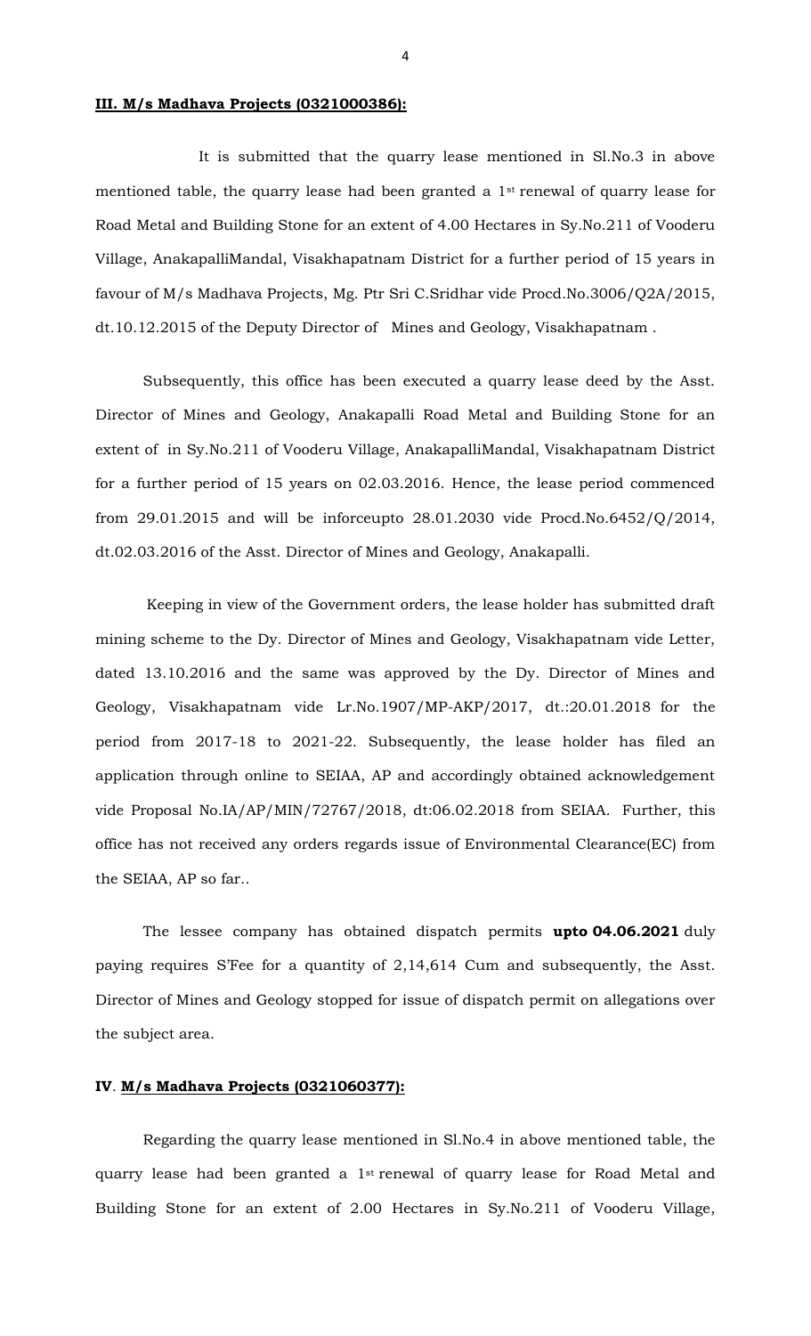**III. M/s Madhava Projects (0321000386):**

It is submitted that the quarry lease mentioned in Sl.No.3 in above mentioned table, the quarry lease had been granted a 1st renewal of quarry lease for Road Metal and Building Stone for an extent of 4.00 Hectares in Sy.No.211 of Vooderu Village, AnakapalliMandal, Visakhapatnam District for a further period of 15 years in favour of M/s Madhava Projects, Mg. Ptr Sri C.Sridhar vide Procd.No.3006/Q2A/2015, dt.10.12.2015 of the Deputy Director of Mines and Geology, Visakhapatnam .

Subsequently, this office has been executed a quarry lease deed by the Asst. Director of Mines and Geology, Anakapalli Road Metal and Building Stone for an extent of in Sy.No.211 of Vooderu Village, AnakapalliMandal, Visakhapatnam District for a further period of 15 years on 02.03.2016. Hence, the lease period commenced from 29.01.2015 and will be inforceupto 28.01.2030 vide Procd.No.6452/Q/2014, dt.02.03.2016 of the Asst. Director of Mines and Geology, Anakapalli.

Keeping in view of the Government orders, the lease holder has submitted draft mining scheme to the Dy. Director of Mines and Geology, Visakhapatnam vide Letter, dated 13.10.2016 and the same was approved by the Dy. Director of Mines and Geology, Visakhapatnam vide Lr.No.1907/MP-AKP/2017, dt.:20.01.2018 for the period from 2017-18 to 2021-22. Subsequently, the lease holder has filed an application through online to SEIAA, AP and accordingly obtained acknowledgement vide Proposal No.IA/AP/MIN/72767/2018, dt:06.02.2018 from SEIAA. Further, this office has not received any orders regards issue of Environmental Clearance(EC) from the SEIAA, AP so far..

The lessee company has obtained dispatch permits **upto 04.06.2021** duly paying requires S'Fee for a quantity of 2,14,614 Cum and subsequently, the Asst. Director of Mines and Geology stopped for issue of dispatch permit on allegations over the subject area.

**IV. M/s Madhava Projects (0321060377):**

Regarding the quarry lease mentioned in Sl.No.4 in above mentioned table, the quarry lease had been granted a 1st renewal of quarry lease for Road Metal and Building Stone for an extent of 2.00 Hectares in Sy.No.211 of Vooderu Village,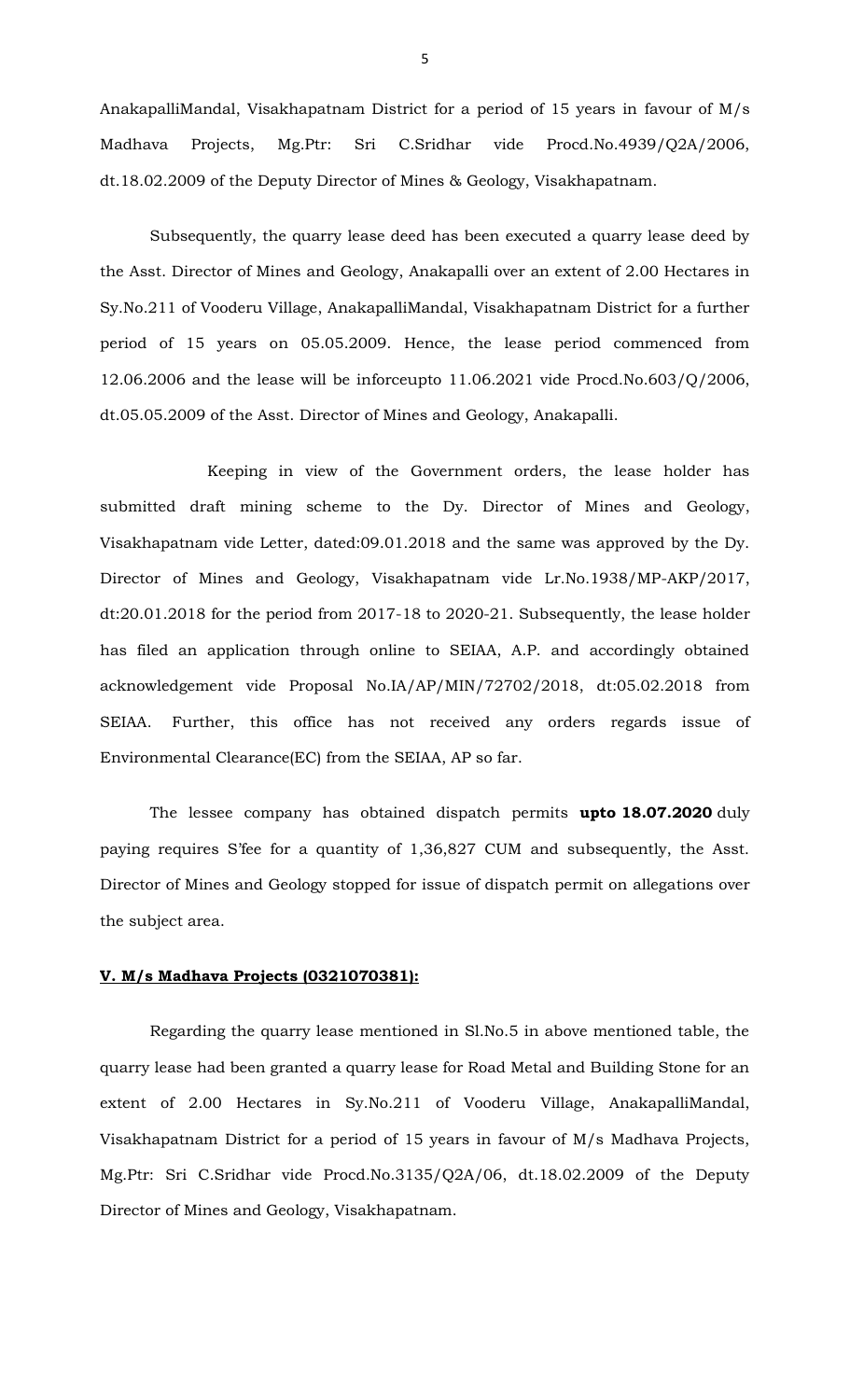AnakapalliMandal, Visakhapatnam District for a period of 15 years in favour of M/s Madhava Projects, Mg.Ptr: Sri C.Sridhar vide Procd.No.4939/Q2A/2006, dt.18.02.2009 of the Deputy Director of Mines & Geology, Visakhapatnam.

Subsequently, the quarry lease deed has been executed a quarry lease deed by the Asst. Director of Mines and Geology, Anakapalli over an extent of 2.00 Hectares in Sy.No.211 of Vooderu Village, AnakapalliMandal, Visakhapatnam District for a further period of 15 years on 05.05.2009. Hence, the lease period commenced from 12.06.2006 and the lease will be inforceupto 11.06.2021 vide Procd.No.603/Q/2006, dt.05.05.2009 of the Asst. Director of Mines and Geology, Anakapalli.

Keeping in view of the Government orders, the lease holder has submitted draft mining scheme to the Dy. Director of Mines and Geology, Visakhapatnam vide Letter, dated:09.01.2018 and the same was approved by the Dy. Director of Mines and Geology, Visakhapatnam vide Lr.No.1938/MP-AKP/2017, dt:20.01.2018 for the period from 2017-18 to 2020-21. Subsequently, the lease holder has filed an application through online to SEIAA, A.P. and accordingly obtained acknowledgement vide Proposal No.IA/AP/MIN/72702/2018, dt:05.02.2018 from SEIAA. Further, this office has not received any orders regards issue of Environmental Clearance(EC) from the SEIAA, AP so far.

The lessee company has obtained dispatch permits **upto 18.07.2020** duly paying requires S'fee for a quantity of 1,36,827 CUM and subsequently, the Asst. Director of Mines and Geology stopped for issue of dispatch permit on allegations over the subject area.

**V. M/s Madhava Projects (0321070381):**

Regarding the quarry lease mentioned in Sl.No.5 in above mentioned table, the quarry lease had been granted a quarry lease for Road Metal and Building Stone for an extent of 2.00 Hectares in Sy.No.211 of Vooderu Village, AnakapalliMandal, Visakhapatnam District for a period of 15 years in favour of M/s Madhava Projects, Mg.Ptr: Sri C.Sridhar vide Procd.No.3135/Q2A/06, dt.18.02.2009 of the Deputy Director of Mines and Geology, Visakhapatnam.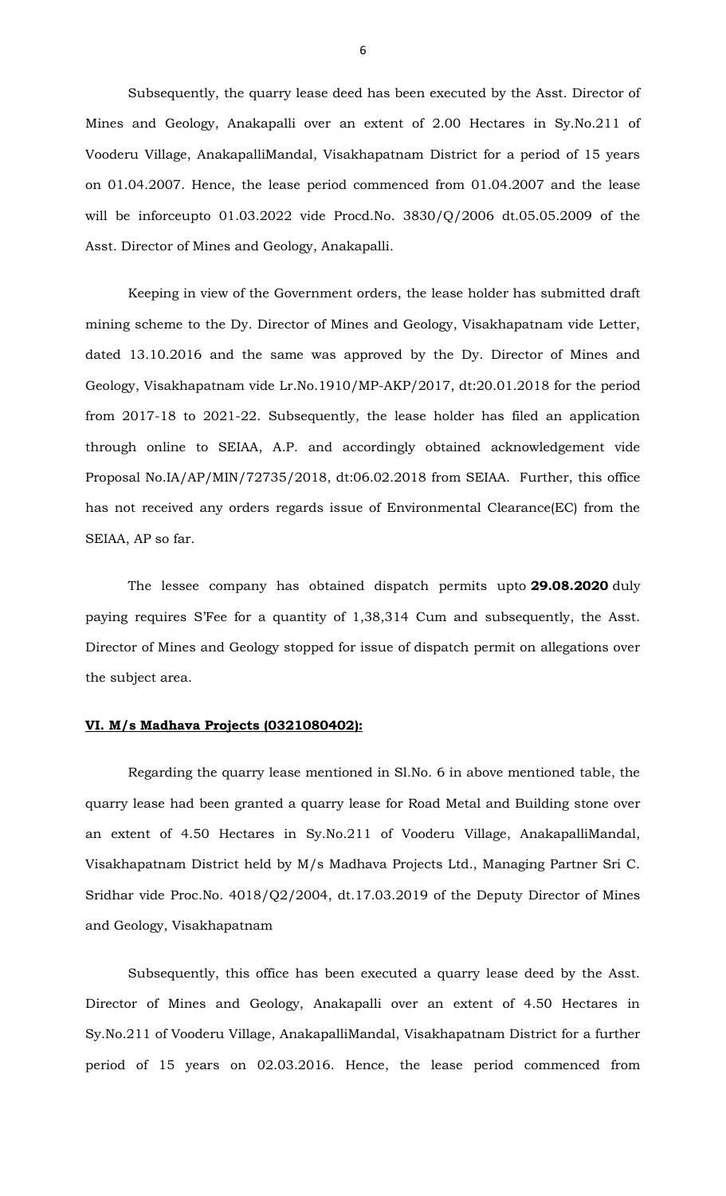Subsequently, the quarry lease deed has been executed by the Asst. Director of Mines and Geology, Anakapalli over an extent of 2.00 Hectares in Sy.No.211 of Vooderu Village, AnakapalliMandal, Visakhapatnam District for a period of 15 years on 01.04.2007. Hence, the lease period commenced from 01.04.2007 and the lease will be inforceupto 01.03.2022 vide Procd.No. 3830/Q/2006 dt.05.05.2009 of the Asst. Director of Mines and Geology, Anakapalli.

Keeping in view of the Government orders, the lease holder has submitted draft mining scheme to the Dy. Director of Mines and Geology, Visakhapatnam vide Letter, dated 13.10.2016 and the same was approved by the Dy. Director of Mines and Geology, Visakhapatnam vide Lr.No.1910/MP-AKP/2017, dt:20.01.2018 for the period from 2017-18 to 2021-22. Subsequently, the lease holder has filed an application through online to SEIAA, A.P. and accordingly obtained acknowledgement vide Proposal No.IA/AP/MIN/72735/2018, dt:06.02.2018 from SEIAA. Further, this office has not received any orders regards issue of Environmental Clearance(EC) from the SEIAA, AP so far.

The lessee company has obtained dispatch permits upto **29.08.2020** duly paying requires S'Fee for a quantity of 1,38,314 Cum and subsequently, the Asst. Director of Mines and Geology stopped for issue of dispatch permit on allegations over the subject area.

**VI. M/s Madhava Projects (0321080402):**

Regarding the quarry lease mentioned in Sl.No. 6 in above mentioned table, the quarry lease had been granted a quarry lease for Road Metal and Building stone over an extent of 4.50 Hectares in Sy.No.211 of Vooderu Village, AnakapalliMandal, Visakhapatnam District held by M/s Madhava Projects Ltd., Managing Partner Sri C. Sridhar vide Proc.No. 4018/Q2/2004, dt.17.03.2019 of the Deputy Director of Mines and Geology, Visakhapatnam

Subsequently, this office has been executed a quarry lease deed by the Asst. Director of Mines and Geology, Anakapalli over an extent of 4.50 Hectares in Sy.No.211 of Vooderu Village, AnakapalliMandal, Visakhapatnam District for a further period of 15 years on 02.03.2016. Hence, the lease period commenced from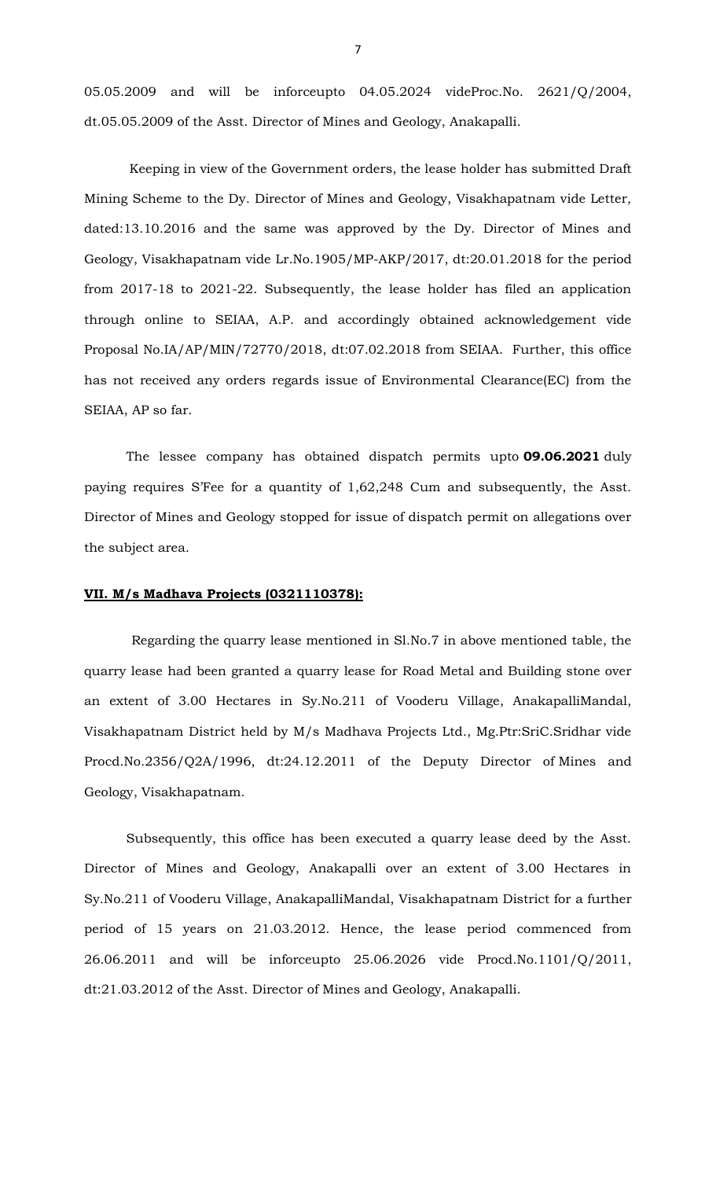05.05.2009 and will be inforceupto 04.05.2024 videProc.No. 2621/Q/2004, dt.05.05.2009 of the Asst. Director of Mines and Geology, Anakapalli.

Keeping in view of the Government orders, the lease holder has submitted Draft Mining Scheme to the Dy. Director of Mines and Geology, Visakhapatnam vide Letter, dated:13.10.2016 and the same was approved by the Dy. Director of Mines and Geology, Visakhapatnam vide Lr.No.1905/MP-AKP/2017, dt:20.01.2018 for the period from 2017-18 to 2021-22. Subsequently, the lease holder has filed an application through online to SEIAA, A.P. and accordingly obtained acknowledgement vide Proposal No.IA/AP/MIN/72770/2018, dt:07.02.2018 from SEIAA. Further, this office has not received any orders regards issue of Environmental Clearance(EC) from the SEIAA, AP so far.

The lessee company has obtained dispatch permits upto **09.06.2021** duly paying requires S'Fee for a quantity of 1,62,248 Cum and subsequently, the Asst. Director of Mines and Geology stopped for issue of dispatch permit on allegations over the subject area.

**VII. M/s Madhava Projects (0321110378):**

Regarding the quarry lease mentioned in Sl.No.7 in above mentioned table, the quarry lease had been granted a quarry lease for Road Metal and Building stone over an extent of 3.00 Hectares in Sy.No.211 of Vooderu Village, AnakapalliMandal, Visakhapatnam District held by M/s Madhava Projects Ltd., Mg.Ptr:SriC.Sridhar vide Procd.No.2356/Q2A/1996, dt:24.12.2011 of the Deputy Director of Mines and Geology, Visakhapatnam.

Subsequently, this office has been executed a quarry lease deed by the Asst. Director of Mines and Geology, Anakapalli over an extent of 3.00 Hectares in Sy.No.211 of Vooderu Village, AnakapalliMandal, Visakhapatnam District for a further period of 15 years on 21.03.2012. Hence, the lease period commenced from 26.06.2011 and will be inforceupto 25.06.2026 vide Procd.No.1101/Q/2011, dt:21.03.2012 of the Asst. Director of Mines and Geology, Anakapalli.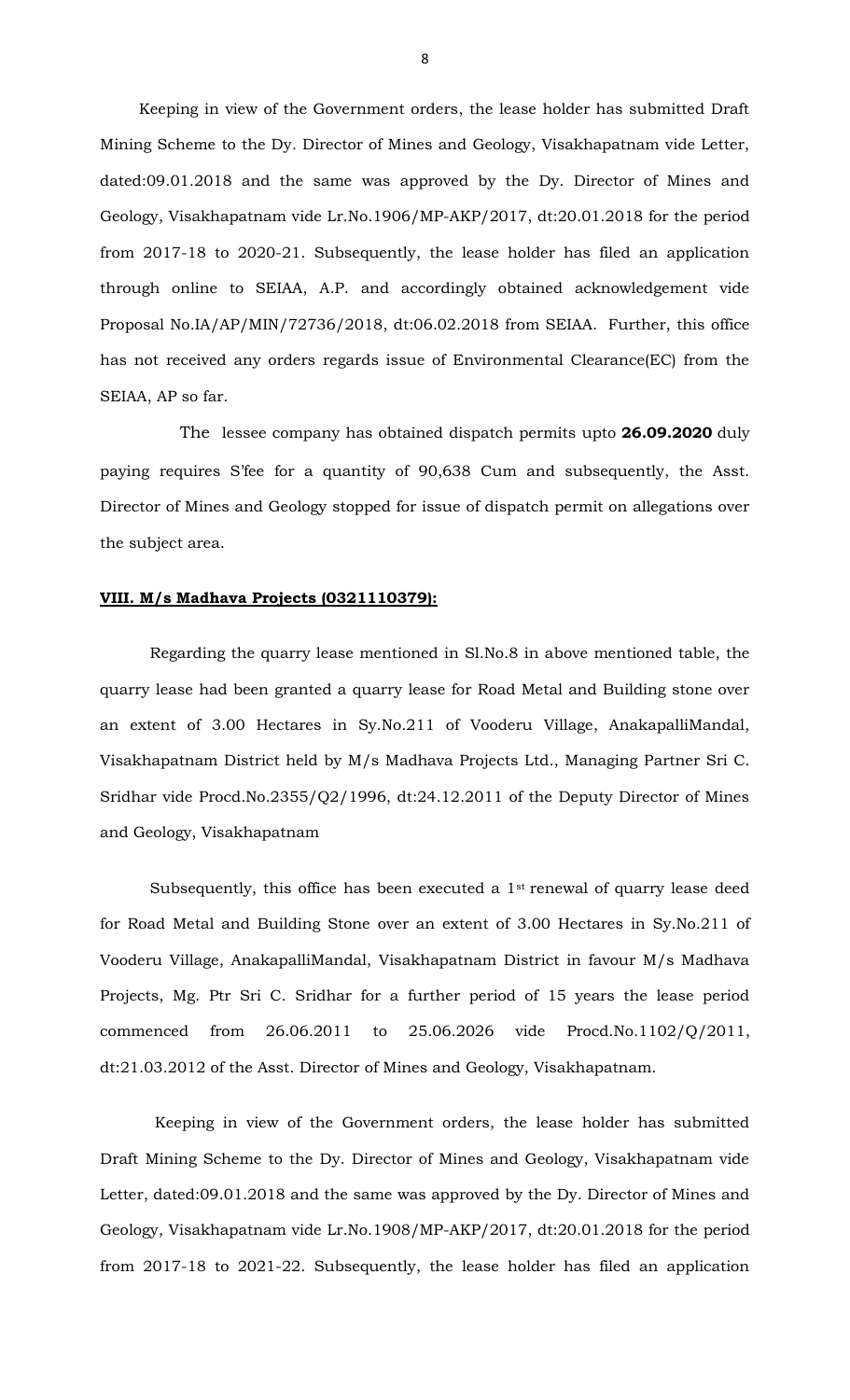Keeping in view of the Government orders, the lease holder has submitted Draft Mining Scheme to the Dy. Director of Mines and Geology, Visakhapatnam vide Letter, dated:09.01.2018 and the same was approved by the Dy. Director of Mines and Geology, Visakhapatnam vide Lr.No.1906/MP-AKP/2017, dt:20.01.2018 for the period from 2017-18 to 2020-21. Subsequently, the lease holder has filed an application through online to SEIAA, A.P. and accordingly obtained acknowledgement vide Proposal No.IA/AP/MIN/72736/2018, dt:06.02.2018 from SEIAA. Further, this office has not received any orders regards issue of Environmental Clearance(EC) from the SEIAA, AP so far.

The lessee company has obtained dispatch permits upto **26.09.2020** duly paying requires S'fee for a quantity of 90,638 Cum and subsequently, the Asst. Director of Mines and Geology stopped for issue of dispatch permit on allegations over the subject area.

**VIII. M/s Madhava Projects (0321110379):**

Regarding the quarry lease mentioned in Sl.No.8 in above mentioned table, the quarry lease had been granted a quarry lease for Road Metal and Building stone over an extent of 3.00 Hectares in Sy.No.211 of Vooderu Village, AnakapalliMandal, Visakhapatnam District held by M/s Madhava Projects Ltd., Managing Partner Sri C. Sridhar vide Procd.No.2355/Q2/1996, dt:24.12.2011 of the Deputy Director of Mines and Geology, Visakhapatnam

Subsequently, this office has been executed a 1st renewal of quarry lease deed for Road Metal and Building Stone over an extent of 3.00 Hectares in Sy.No.211 of Vooderu Village, AnakapalliMandal, Visakhapatnam District in favour M/s Madhava Projects, Mg. Ptr Sri C. Sridhar for a further period of 15 years the lease period commenced from 26.06.2011 to 25.06.2026 vide Procd.No.1102/Q/2011, dt:21.03.2012 of the Asst. Director of Mines and Geology, Visakhapatnam.

Keeping in view of the Government orders, the lease holder has submitted Draft Mining Scheme to the Dy. Director of Mines and Geology, Visakhapatnam vide Letter, dated:09.01.2018 and the same was approved by the Dy. Director of Mines and Geology, Visakhapatnam vide Lr.No.1908/MP-AKP/2017, dt:20.01.2018 for the period from 2017-18 to 2021-22. Subsequently, the lease holder has filed an application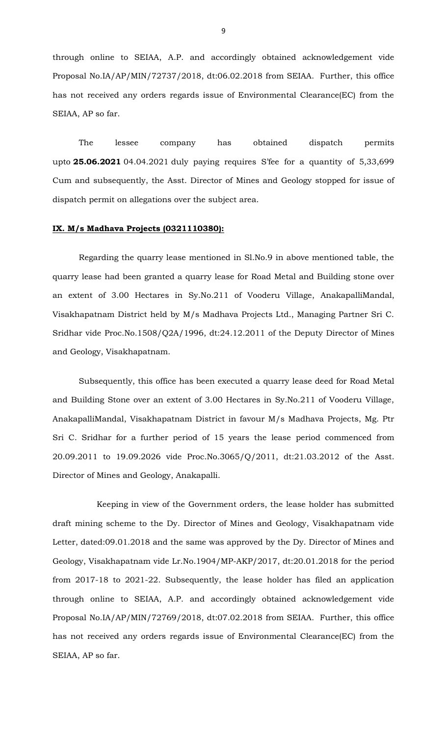through online to SEIAA, A.P. and accordingly obtained acknowledgement vide Proposal No.IA/AP/MIN/72737/2018, dt:06.02.2018 from SEIAA. Further, this office has not received any orders regards issue of Environmental Clearance(EC) from the SEIAA, AP so far.

The lessee company has obtained dispatch permits upto **25.06.2021** 04.04.2021 duly paying requires S'fee for a quantity of 5,33,699 Cum and subsequently, the Asst. Director of Mines and Geology stopped for issue of dispatch permit on allegations over the subject area.

**IX. M/s Madhava Projects (0321110380):**

Regarding the quarry lease mentioned in Sl.No.9 in above mentioned table, the quarry lease had been granted a quarry lease for Road Metal and Building stone over an extent of 3.00 Hectares in Sy.No.211 of Vooderu Village, AnakapalliMandal, Visakhapatnam District held by M/s Madhava Projects Ltd., Managing Partner Sri C. Sridhar vide Proc.No.1508/Q2A/1996, dt:24.12.2011 of the Deputy Director of Mines and Geology, Visakhapatnam.

Subsequently, this office has been executed a quarry lease deed for Road Metal and Building Stone over an extent of 3.00 Hectares in Sy.No.211 of Vooderu Village, AnakapalliMandal, Visakhapatnam District in favour M/s Madhava Projects, Mg. Ptr Sri C. Sridhar for a further period of 15 years the lease period commenced from 20.09.2011 to 19.09.2026 vide Proc.No.3065/Q/2011, dt:21.03.2012 of the Asst. Director of Mines and Geology, Anakapalli.

Keeping in view of the Government orders, the lease holder has submitted draft mining scheme to the Dy. Director of Mines and Geology, Visakhapatnam vide Letter, dated:09.01.2018 and the same was approved by the Dy. Director of Mines and Geology, Visakhapatnam vide Lr.No.1904/MP-AKP/2017, dt:20.01.2018 for the period from 2017-18 to 2021-22. Subsequently, the lease holder has filed an application through online to SEIAA, A.P. and accordingly obtained acknowledgement vide Proposal No.IA/AP/MIN/72769/2018, dt:07.02.2018 from SEIAA. Further, this office has not received any orders regards issue of Environmental Clearance(EC) from the SEIAA, AP so far.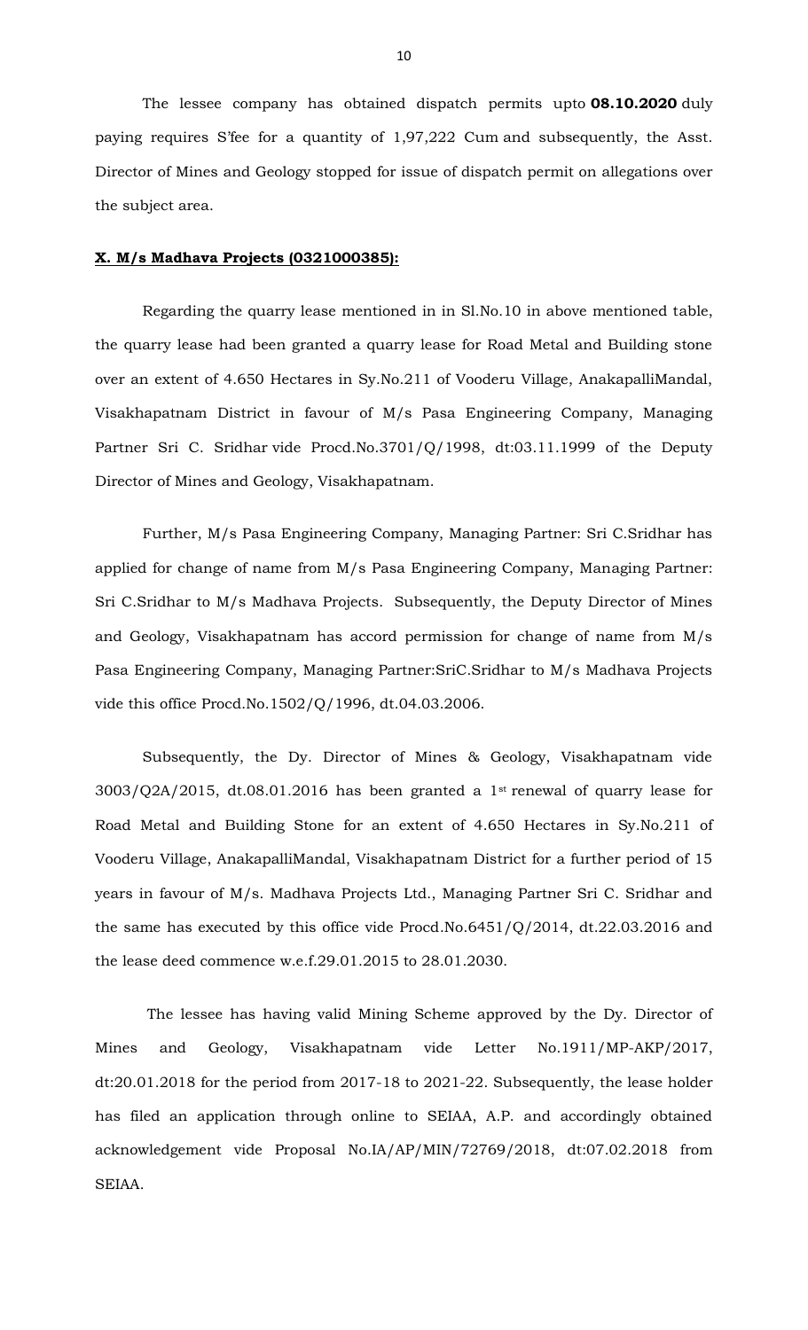The lessee company has obtained dispatch permits upto **08.10.2020** duly paying requires S'fee for a quantity of 1,97,222 Cum and subsequently, the Asst. Director of Mines and Geology stopped for issue of dispatch permit on allegations over the subject area.

**X. M/s Madhava Projects (0321000385):**

Regarding the quarry lease mentioned in in Sl.No.10 in above mentioned table, the quarry lease had been granted a quarry lease for Road Metal and Building stone over an extent of 4.650 Hectares in Sy.No.211 of Vooderu Village, AnakapalliMandal, Visakhapatnam District in favour of M/s Pasa Engineering Company, Managing Partner Sri C. Sridhar vide Procd.No.3701/Q/1998, dt:03.11.1999 of the Deputy Director of Mines and Geology, Visakhapatnam.

Further, M/s Pasa Engineering Company, Managing Partner: Sri C.Sridhar has applied for change of name from M/s Pasa Engineering Company, Managing Partner: Sri C.Sridhar to M/s Madhava Projects. Subsequently, the Deputy Director of Mines and Geology, Visakhapatnam has accord permission for change of name from M/s Pasa Engineering Company, Managing Partner:SriC.Sridhar to M/s Madhava Projects vide this office Procd.No.1502/Q/1996, dt.04.03.2006.

Subsequently, the Dy. Director of Mines & Geology, Visakhapatnam vide 3003/Q2A/2015, dt.08.01.2016 has been granted a 1st renewal of quarry lease for Road Metal and Building Stone for an extent of 4.650 Hectares in Sy.No.211 of Vooderu Village, AnakapalliMandal, Visakhapatnam District for a further period of 15 years in favour of M/s. Madhava Projects Ltd., Managing Partner Sri C. Sridhar and the same has executed by this office vide Procd.No.6451/Q/2014, dt.22.03.2016 and the lease deed commence w.e.f.29.01.2015 to 28.01.2030.

The lessee has having valid Mining Scheme approved by the Dy. Director of Mines and Geology, Visakhapatnam vide Letter No.1911/MP-AKP/2017, dt:20.01.2018 for the period from 2017-18 to 2021-22. Subsequently, the lease holder has filed an application through online to SEIAA, A.P. and accordingly obtained acknowledgement vide Proposal No.IA/AP/MIN/72769/2018, dt:07.02.2018 from SEIAA.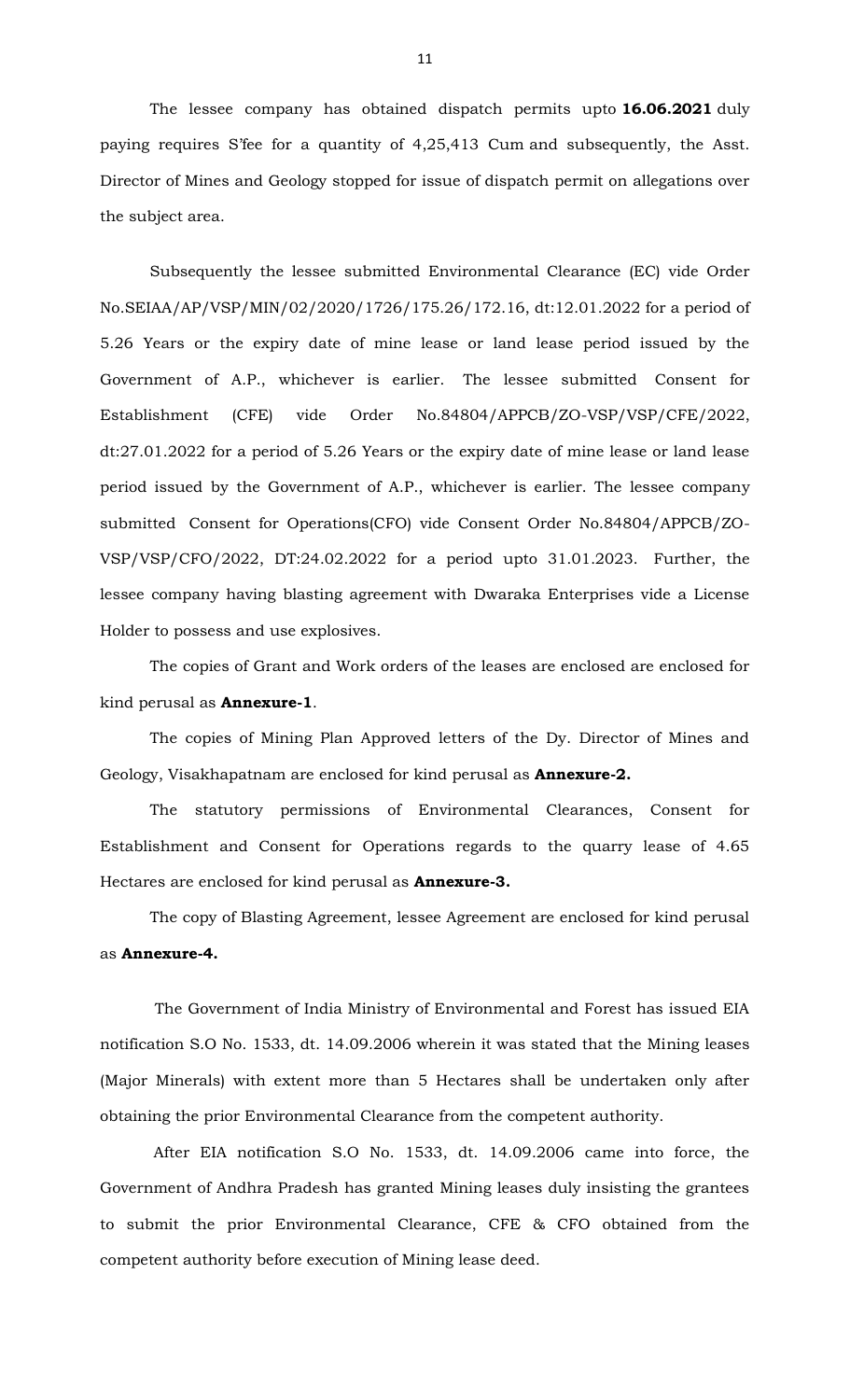The lessee company has obtained dispatch permits upto **16.06.2021** duly paying requires S'fee for a quantity of 4,25,413 Cum and subsequently, the Asst. Director of Mines and Geology stopped for issue of dispatch permit on allegations over the subject area.

Subsequently the lessee submitted Environmental Clearance (EC) vide Order No.SEIAA/AP/VSP/MIN/02/2020/1726/175.26/172.16, dt:12.01.2022 for a period of 5.26 Years or the expiry date of mine lease or land lease period issued by the Government of A.P., whichever is earlier. The lessee submitted Consent for Establishment (CFE) vide Order No.84804/APPCB/ZO-VSP/VSP/CFE/2022, dt:27.01.2022 for a period of 5.26 Years or the expiry date of mine lease or land lease period issued by the Government of A.P., whichever is earlier. The lessee company submitted Consent for Operations(CFO) vide Consent Order No.84804/APPCB/ZO-VSP/VSP/CFO/2022, DT:24.02.2022 for a period upto 31.01.2023. Further, the lessee company having blasting agreement with Dwaraka Enterprises vide a License Holder to possess and use explosives.

The copies of Grant and Work orders of the leases are enclosed are enclosed for kind perusal as **Annexure-1**.

The copies of Mining Plan Approved letters of the Dy. Director of Mines and Geology, Visakhapatnam are enclosed for kind perusal as **Annexure-2.**

The statutory permissions of Environmental Clearances, Consent for Establishment and Consent for Operations regards to the quarry lease of 4.65 Hectares are enclosed for kind perusal as **Annexure-3.**

The copy of Blasting Agreement, lessee Agreement are enclosed for kind perusal as **Annexure-4.**

The Government of India Ministry of Environmental and Forest has issued EIA notification S.O No. 1533, dt. 14.09.2006 wherein it was stated that the Mining leases (Major Minerals) with extent more than 5 Hectares shall be undertaken only after obtaining the prior Environmental Clearance from the competent authority.

After EIA notification S.O No. 1533, dt. 14.09.2006 came into force, the Government of Andhra Pradesh has granted Mining leases duly insisting the grantees to submit the prior Environmental Clearance, CFE & CFO obtained from the competent authority before execution of Mining lease deed.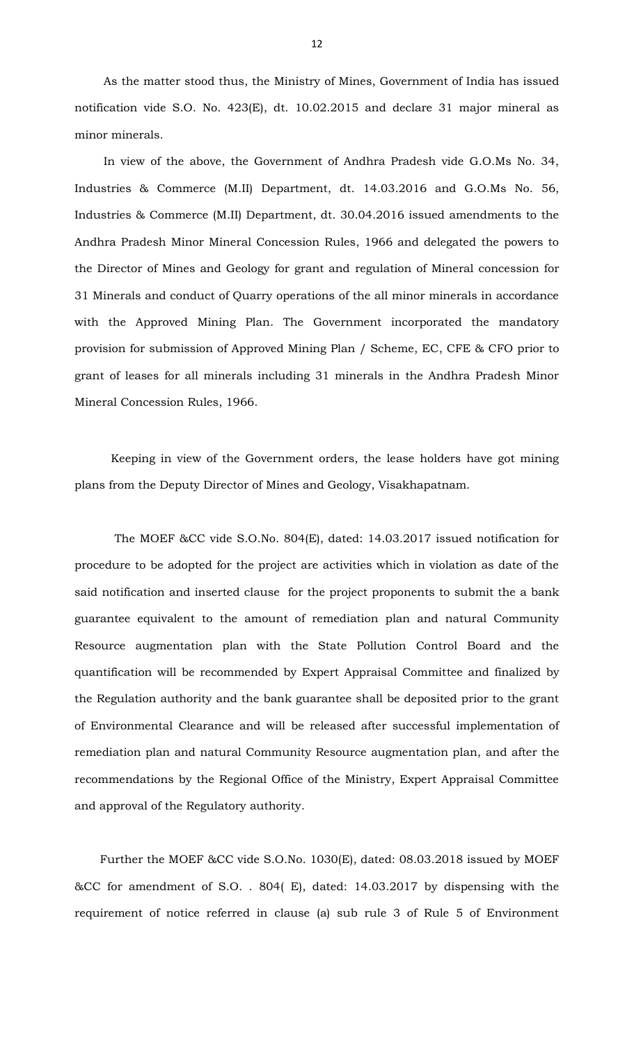As the matter stood thus, the Ministry of Mines, Government of India has issued notification vide S.O. No. 423(E), dt. 10.02.2015 and declare 31 major mineral as minor minerals.

In view of the above, the Government of Andhra Pradesh vide G.O.Ms No. 34, Industries & Commerce (M.II) Department, dt. 14.03.2016 and G.O.Ms No. 56, Industries & Commerce (M.II) Department, dt. 30.04.2016 issued amendments to the Andhra Pradesh Minor Mineral Concession Rules, 1966 and delegated the powers to the Director of Mines and Geology for grant and regulation of Mineral concession for 31 Minerals and conduct of Quarry operations of the all minor minerals in accordance with the Approved Mining Plan. The Government incorporated the mandatory provision for submission of Approved Mining Plan / Scheme, EC, CFE & CFO prior to grant of leases for all minerals including 31 minerals in the Andhra Pradesh Minor Mineral Concession Rules, 1966.

Keeping in view of the Government orders, the lease holders have got mining plans from the Deputy Director of Mines and Geology, Visakhapatnam.

The MOEF &CC vide S.O.No. 804(E), dated: 14.03.2017 issued notification for procedure to be adopted for the project are activities which in violation as date of the said notification and inserted clause for the project proponents to submit the a bank guarantee equivalent to the amount of remediation plan and natural Community Resource augmentation plan with the State Pollution Control Board and the quantification will be recommended by Expert Appraisal Committee and finalized by the Regulation authority and the bank guarantee shall be deposited prior to the grant of Environmental Clearance and will be released after successful implementation of remediation plan and natural Community Resource augmentation plan, and after the recommendations by the Regional Office of the Ministry, Expert Appraisal Committee and approval of the Regulatory authority.

Further the MOEF &CC vide S.O.No. 1030(E), dated: 08.03.2018 issued by MOEF &CC for amendment of S.O. . 804( E), dated: 14.03.2017 by dispensing with the requirement of notice referred in clause (a) sub rule 3 of Rule 5 of Environment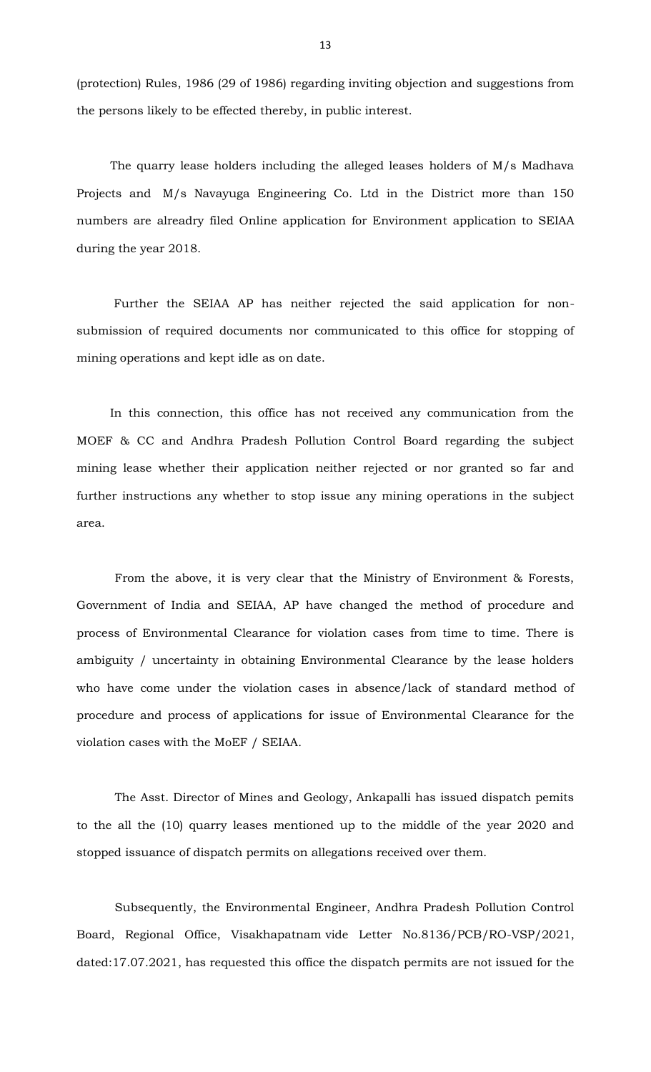(protection) Rules, 1986 (29 of 1986) regarding inviting objection and suggestions from the persons likely to be effected thereby, in public interest.

The quarry lease holders including the alleged leases holders of M/s Madhava Projects and M/s Navayuga Engineering Co. Ltd in the District more than 150 numbers are alreadry filed Online application for Environment application to SEIAA during the year 2018.

Further the SEIAA AP has neither rejected the said application for non-submission of required documents nor communicated to this office for stopping of mining operations and kept idle as on date.

In this connection, this office has not received any communication from the MOEF & CC and Andhra Pradesh Pollution Control Board regarding the subject mining lease whether their application neither rejected or nor granted so far and further instructions any whether to stop issue any mining operations in the subject area.

From the above, it is very clear that the Ministry of Environment & Forests, Government of India and SEIAA, AP have changed the method of procedure and process of Environmental Clearance for violation cases from time to time. There is ambiguity / uncertainty in obtaining Environmental Clearance by the lease holders who have come under the violation cases in absence/lack of standard method of procedure and process of applications for issue of Environmental Clearance for the violation cases with the MoEF / SEIAA.

The Asst. Director of Mines and Geology, Ankapalli has issued dispatch pemits to the all the (10) quarry leases mentioned up to the middle of the year 2020 and stopped issuance of dispatch permits on allegations received over them.

Subsequently, the Environmental Engineer, Andhra Pradesh Pollution Control Board, Regional Office, Visakhapatnam vide Letter No.8136/PCB/RO-VSP/2021, dated:17.07.2021, has requested this office the dispatch permits are not issued for the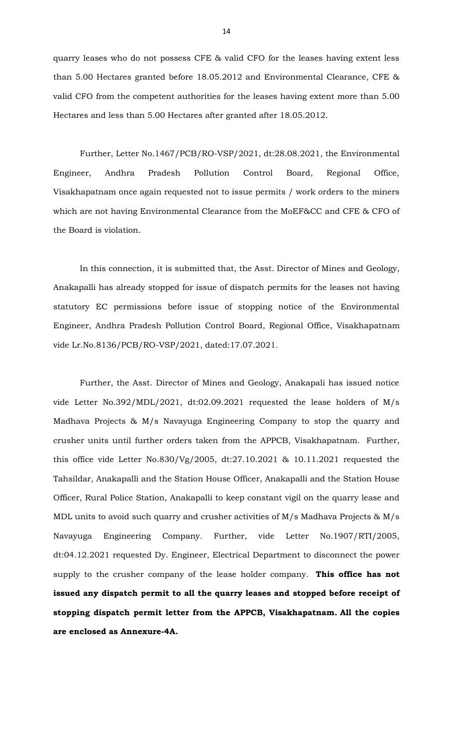quarry leases who do not possess CFE & valid CFO for the leases having extent less than 5.00 Hectares granted before 18.05.2012 and Environmental Clearance, CFE & valid CFO from the competent authorities for the leases having extent more than 5.00 Hectares and less than 5.00 Hectares after granted after 18.05.2012.

Further, Letter No.1467/PCB/RO-VSP/2021, dt:28.08.2021, the Environmental Engineer, Andhra Pradesh Pollution Control Board, Regional Office, Visakhapatnam once again requested not to issue permits / work orders to the miners which are not having Environmental Clearance from the MoEF&CC and CFE & CFO of the Board is violation.

In this connection, it is submitted that, the Asst. Director of Mines and Geology, Anakapalli has already stopped for issue of dispatch permits for the leases not having statutory EC permissions before issue of stopping notice of the Environmental Engineer, Andhra Pradesh Pollution Control Board, Regional Office, Visakhapatnam vide Lr.No.8136/PCB/RO-VSP/2021, dated:17.07.2021.

Further, the Asst. Director of Mines and Geology, Anakapali has issued notice vide Letter No.392/MDL/2021, dt:02.09.2021 requested the lease holders of M/s Madhava Projects & M/s Navayuga Engineering Company to stop the quarry and crusher units until further orders taken from the APPCB, Visakhapatnam. Further, this office vide Letter No.830/Vg/2005, dt:27.10.2021 & 10.11.2021 requested the Tahsildar, Anakapalli and the Station House Officer, Anakapalli and the Station House Officer, Rural Police Station, Anakapalli to keep constant vigil on the quarry lease and MDL units to avoid such quarry and crusher activities of M/s Madhava Projects & M/s Navayuga Engineering Company. Further, vide Letter No.1907/RTI/2005, dt:04.12.2021 requested Dy. Engineer, Electrical Department to disconnect the power supply to the crusher company of the lease holder company. **This office has not issued any dispatch permit to all the quarry leases and stopped before receipt of stopping dispatch permit letter from the APPCB, Visakhapatnam. All the copies are enclosed as Annexure-4A.**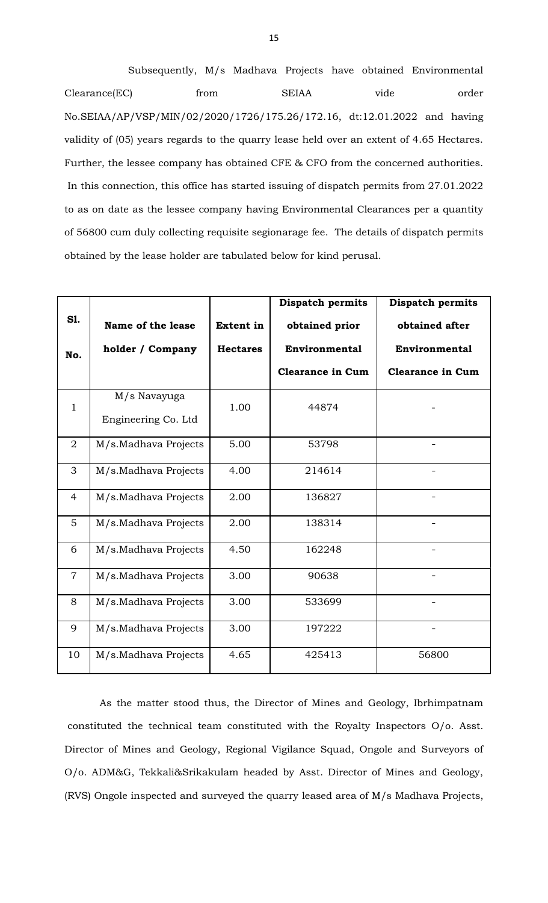Subsequently, M/s Madhava Projects have obtained Environmental Clearance(EC) from SEIAA vide order No.SEIAA/AP/VSP/MIN/02/2020/1726/175.26/172.16, dt:12.01.2022 and having validity of (05) years regards to the quarry lease held over an extent of 4.65 Hectares. Further, the lessee company has obtained CFE & CFO from the concerned authorities. In this connection, this office has started issuing of dispatch permits from 27.01.2022 to as on date as the lessee company having Environmental Clearances per a quantity of 56800 cum duly collecting requisite segionarage fee. The details of dispatch permits obtained by the lease holder are tabulated below for kind perusal.

| Sl. No. | Name of the lease holder / Company | Extent in Hectares | Dispatch permits obtained prior Environmental Clearance in Cum | Dispatch permits obtained after Environmental Clearance in Cum |
|---|---|---|---|---|
| 1 | M/s Navayuga Engineering Co. Ltd | 1.00 | 44874 | - |
| 2 | M/s.Madhava Projects | 5.00 | 53798 | - |
| 3 | M/s.Madhava Projects | 4.00 | 214614 | - |
| 4 | M/s.Madhava Projects | 2.00 | 136827 | - |
| 5 | M/s.Madhava Projects | 2.00 | 138314 | - |
| 6 | M/s.Madhava Projects | 4.50 | 162248 | - |
| 7 | M/s.Madhava Projects | 3.00 | 90638 | - |
| 8 | M/s.Madhava Projects | 3.00 | 533699 | - |
| 9 | M/s.Madhava Projects | 3.00 | 197222 | - |
| 10 | M/s.Madhava Projects | 4.65 | 425413 | 56800 |

As the matter stood thus, the Director of Mines and Geology, Ibrhimpatnam constituted the technical team constituted with the Royalty Inspectors O/o. Asst. Director of Mines and Geology, Regional Vigilance Squad, Ongole and Surveyors of O/o. ADM&G, Tekkali&Srikakulam headed by Asst. Director of Mines and Geology, (RVS) Ongole inspected and surveyed the quarry leased area of M/s Madhava Projects,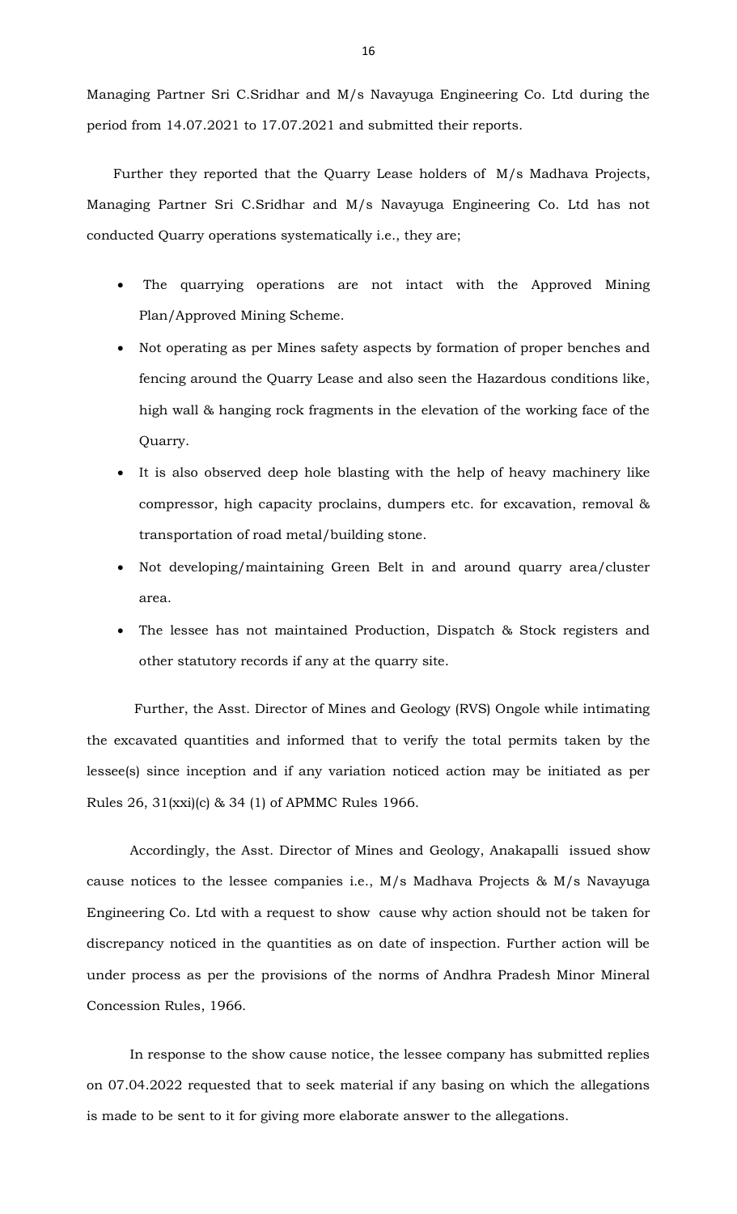Managing Partner Sri C.Sridhar and M/s Navayuga Engineering Co. Ltd during the period from 14.07.2021 to 17.07.2021 and submitted their reports.

Further they reported that the Quarry Lease holders of M/s Madhava Projects, Managing Partner Sri C.Sridhar and M/s Navayuga Engineering Co. Ltd has not conducted Quarry operations systematically i.e., they are;

- The quarrying operations are not intact with the Approved Mining Plan/Approved Mining Scheme.
- Not operating as per Mines safety aspects by formation of proper benches and fencing around the Quarry Lease and also seen the Hazardous conditions like, high wall & hanging rock fragments in the elevation of the working face of the Quarry.
- It is also observed deep hole blasting with the help of heavy machinery like compressor, high capacity proclains, dumpers etc. for excavation, removal & transportation of road metal/building stone.
- Not developing/maintaining Green Belt in and around quarry area/cluster area.
- The lessee has not maintained Production, Dispatch & Stock registers and other statutory records if any at the quarry site.

Further, the Asst. Director of Mines and Geology (RVS) Ongole while intimating the excavated quantities and informed that to verify the total permits taken by the lessee(s) since inception and if any variation noticed action may be initiated as per Rules 26, 31(xxi)(c) & 34 (1) of APMMC Rules 1966.

Accordingly, the Asst. Director of Mines and Geology, Anakapalli issued show cause notices to the lessee companies i.e., M/s Madhava Projects & M/s Navayuga Engineering Co. Ltd with a request to show cause why action should not be taken for discrepancy noticed in the quantities as on date of inspection. Further action will be under process as per the provisions of the norms of Andhra Pradesh Minor Mineral Concession Rules, 1966.

In response to the show cause notice, the lessee company has submitted replies on 07.04.2022 requested that to seek material if any basing on which the allegations is made to be sent to it for giving more elaborate answer to the allegations.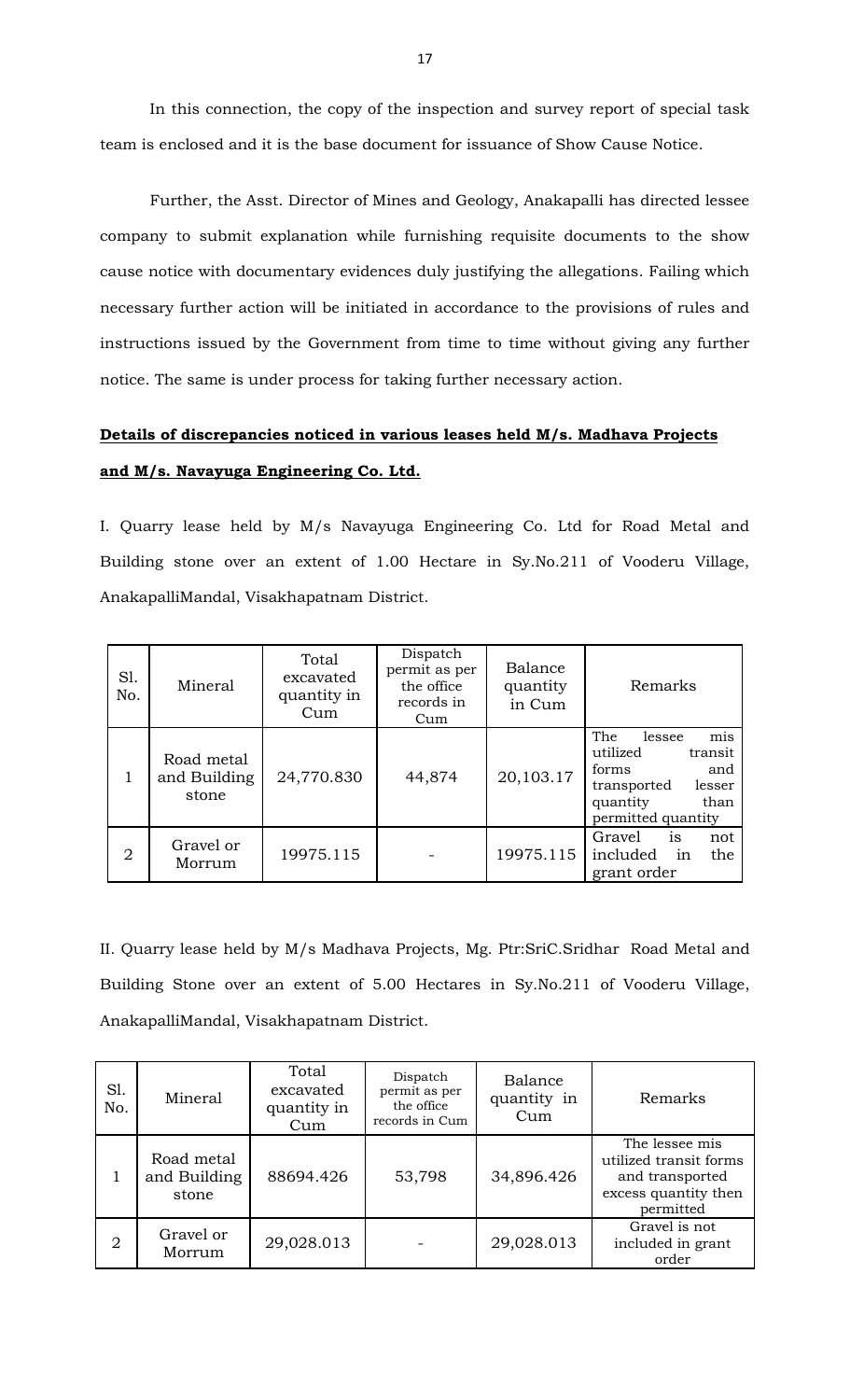In this connection, the copy of the inspection and survey report of special task team is enclosed and it is the base document for issuance of Show Cause Notice.

Further, the Asst. Director of Mines and Geology, Anakapalli has directed lessee company to submit explanation while furnishing requisite documents to the show cause notice with documentary evidences duly justifying the allegations. Failing which necessary further action will be initiated in accordance to the provisions of rules and instructions issued by the Government from time to time without giving any further notice. The same is under process for taking further necessary action.

**Details of discrepancies noticed in various leases held M/s. Madhava Projects and M/s. Navayuga Engineering Co. Ltd.**

I. Quarry lease held by M/s Navayuga Engineering Co. Ltd for Road Metal and Building stone over an extent of 1.00 Hectare in Sy.No.211 of Vooderu Village, AnakapalliMandal, Visakhapatnam District.

| Sl. No. | Mineral | Total excavated quantity in Cum | Dispatch permit as per the office records in Cum | Balance quantity in Cum | Remarks |
|---|---|---|---|---|---|
| 1 | Road metal and Building stone | 24,770.830 | 44,874 | 20,103.17 | The lessee mis utilized transit forms and transported lesser quantity than permitted quantity |
| 2 | Gravel or Morrum | 19975.115 | - | 19975.115 | Gravel is not included in the grant order |

II. Quarry lease held by M/s Madhava Projects, Mg. Ptr:SriC.Sridhar Road Metal and Building Stone over an extent of 5.00 Hectares in Sy.No.211 of Vooderu Village, AnakapalliMandal, Visakhapatnam District.

| Sl. No. | Mineral | Total excavated quantity in Cum | Dispatch permit as per the office records in Cum | Balance quantity in Cum | Remarks |
|---|---|---|---|---|---|
| 1 | Road metal and Building stone | 88694.426 | 53,798 | 34,896.426 | The lessee mis utilized transit forms and transported excess quantity then permitted |
| 2 | Gravel or Morrum | 29,028.013 | - | 29,028.013 | Gravel is not included in grant order |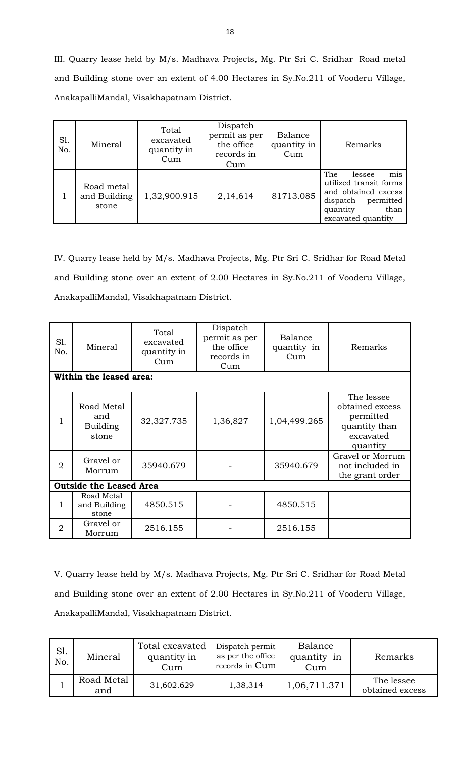III. Quarry lease held by M/s. Madhava Projects, Mg. Ptr Sri C. Sridhar Road metal and Building stone over an extent of 4.00 Hectares in Sy.No.211 of Vooderu Village, AnakapalliMandal, Visakhapatnam District.

| Sl. No. | Mineral | Total excavated quantity in Cum | Dispatch permit as per the office records in Cum | Balance quantity in Cum | Remarks |
|---|---|---|---|---|---|
| 1 | Road metal and Building stone | 1,32,900.915 | 2,14,614 | 81713.085 | The lessee mis utilized transit forms and obtained excess dispatch permitted quantity than excavated quantity |

IV. Quarry lease held by M/s. Madhava Projects, Mg. Ptr Sri C. Sridhar for Road Metal and Building stone over an extent of 2.00 Hectares in Sy.No.211 of Vooderu Village, AnakapalliMandal, Visakhapatnam District.

| Sl. No. | Mineral | Total excavated quantity in Cum | Dispatch permit as per the office records in Cum | Balance quantity in Cum | Remarks |
|---|---|---|---|---|---|
| **Within the leased area:** | | | | | |
| 1 | Road Metal and Building stone | 32,327.735 | 1,36,827 | 1,04,499.265 | The lessee obtained excess permitted quantity than excavated quantity |
| 2 | Gravel or Morrum | 35940.679 | - | 35940.679 | Gravel or Morrum not included in the grant order |
| **Outside the Leased Area** | | | | | |
| 1 | Road Metal and Building stone | 4850.515 | - | 4850.515 | |
| 2 | Gravel or Morrum | 2516.155 | - | 2516.155 | |

V. Quarry lease held by M/s. Madhava Projects, Mg. Ptr Sri C. Sridhar for Road Metal and Building stone over an extent of 2.00 Hectares in Sy.No.211 of Vooderu Village, AnakapalliMandal, Visakhapatnam District.

| Sl. No. | Mineral | Total excavated quantity in Cum | Dispatch permit as per the office records in Cum | Balance quantity in Cum | Remarks |
|---|---|---|---|---|---|
| 1 | Road Metal and | 31,602.629 | 1,38,314 | 1,06,711.371 | The lessee obtained excess |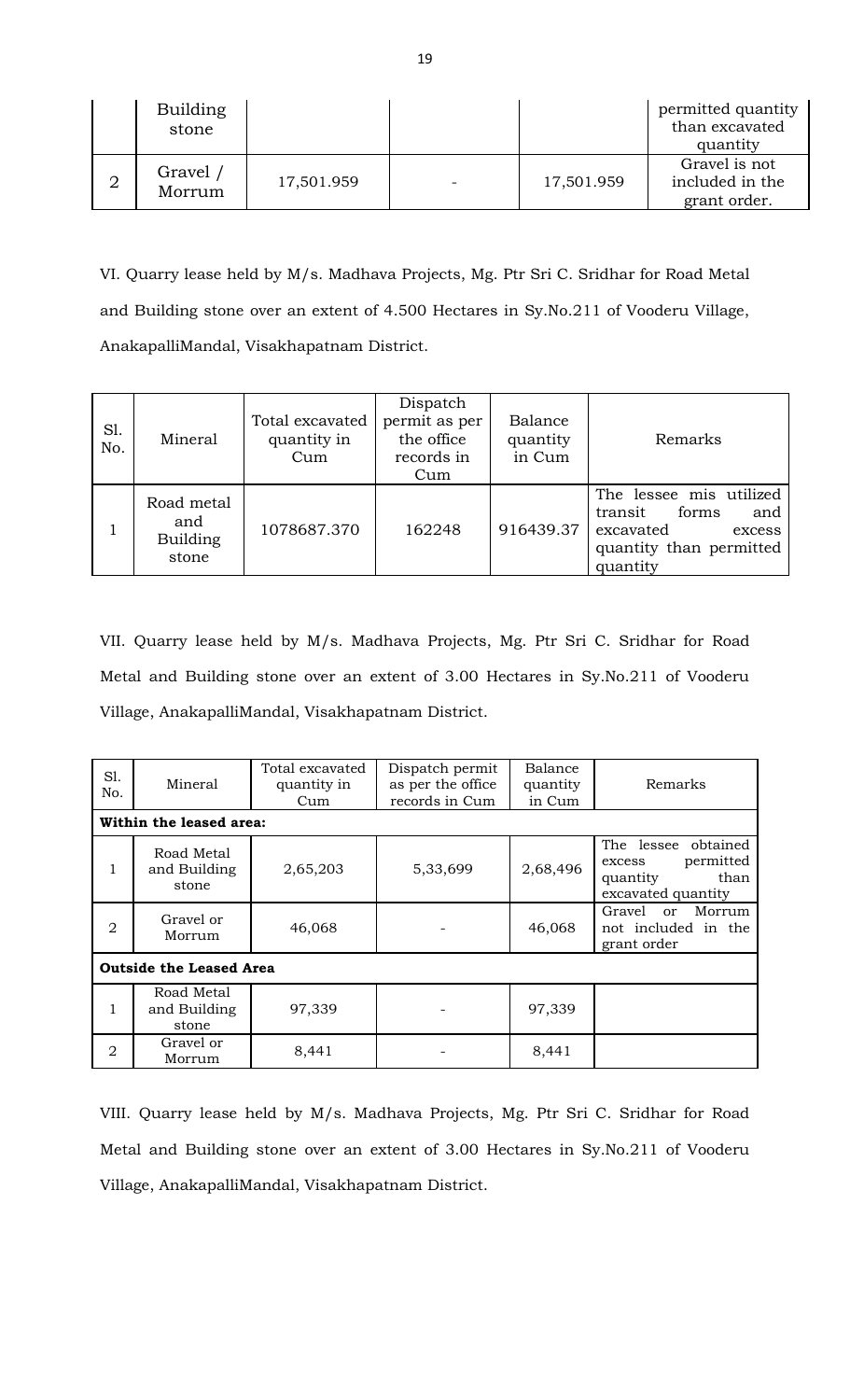| | Building stone | | | | permitted quantity than excavated quantity |
|---|---|---|---|---|---|
| 2 | Gravel / Morrum | 17,501.959 | - | 17,501.959 | Gravel is not included in the grant order. |

VI. Quarry lease held by M/s. Madhava Projects, Mg. Ptr Sri C. Sridhar for Road Metal and Building stone over an extent of 4.500 Hectares in Sy.No.211 of Vooderu Village, AnakapalliMandal, Visakhapatnam District.

| Sl. No. | Mineral | Total excavated quantity in Cum | Dispatch permit as per the office records in Cum | Balance quantity in Cum | Remarks |
|---|---|---|---|---|---|
| 1 | Road metal and Building stone | 1078687.370 | 162248 | 916439.37 | The lessee mis utilized transit forms and excavated excess quantity than permitted quantity |

VII. Quarry lease held by M/s. Madhava Projects, Mg. Ptr Sri C. Sridhar for Road Metal and Building stone over an extent of 3.00 Hectares in Sy.No.211 of Vooderu Village, AnakapalliMandal, Visakhapatnam District.

| Sl. No. | Mineral | Total excavated quantity in Cum | Dispatch permit as per the office records in Cum | Balance quantity in Cum | Remarks |
|---|---|---|---|---|---|
| **Within the leased area:** | | | | | |
| 1 | Road Metal and Building stone | 2,65,203 | 5,33,699 | 2,68,496 | The lessee obtained excess permitted quantity than excavated quantity |
| 2 | Gravel or Morrum | 46,068 | - | 46,068 | Gravel or Morrum not included in the grant order |
| **Outside the Leased Area** | | | | | |
| 1 | Road Metal and Building stone | 97,339 | - | 97,339 | |
| 2 | Gravel or Morrum | 8,441 | - | 8,441 | |

VIII. Quarry lease held by M/s. Madhava Projects, Mg. Ptr Sri C. Sridhar for Road Metal and Building stone over an extent of 3.00 Hectares in Sy.No.211 of Vooderu Village, AnakapalliMandal, Visakhapatnam District.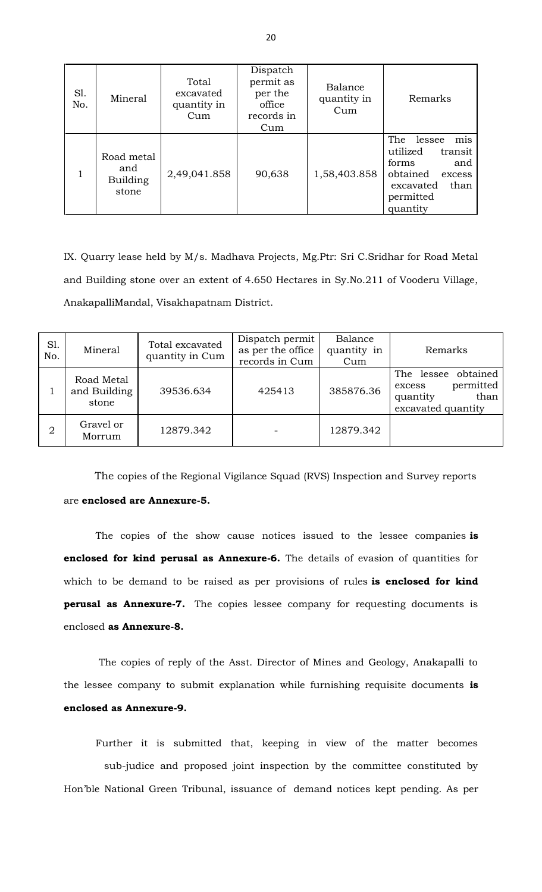| Sl. No. | Mineral | Total excavated quantity in Cum | Dispatch permit as per the office records in Cum | Balance quantity in Cum | Remarks |
|---|---|---|---|---|---|
| 1 | Road metal and Building stone | 2,49,041.858 | 90,638 | 1,58,403.858 | The lessee mis utilized transit forms and obtained excess excavated than permitted quantity |

IX. Quarry lease held by M/s. Madhava Projects, Mg.Ptr: Sri C.Sridhar for Road Metal and Building stone over an extent of 4.650 Hectares in Sy.No.211 of Vooderu Village, AnakapalliMandal, Visakhapatnam District.

| Sl. No. | Mineral | Total excavated quantity in Cum | Dispatch permit as per the office records in Cum | Balance quantity in Cum | Remarks |
|---|---|---|---|---|---|
| 1 | Road Metal and Building stone | 39536.634 | 425413 | 385876.36 | The lessee obtained excess permitted quantity than excavated quantity |
| 2 | Gravel or Morrum | 12879.342 | - | 12879.342 | |

The copies of the Regional Vigilance Squad (RVS) Inspection and Survey reports are **enclosed are Annexure-5.**

The copies of the show cause notices issued to the lessee companies **is enclosed for kind perusal as Annexure-6.** The details of evasion of quantities for which to be demand to be raised as per provisions of rules **is enclosed for kind perusal as Annexure-7.** The copies lessee company for requesting documents is enclosed **as Annexure-8.**

The copies of reply of the Asst. Director of Mines and Geology, Anakapalli to the lessee company to submit explanation while furnishing requisite documents **is enclosed as Annexure-9.**

Further it is submitted that, keeping in view of the matter becomes sub-judice and proposed joint inspection by the committee constituted by Hon'ble National Green Tribunal, issuance of demand notices kept pending. As per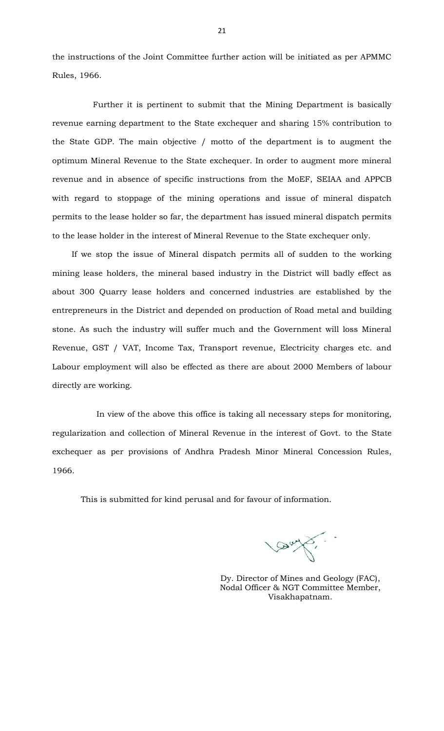the instructions of the Joint Committee further action will be initiated as per APMMC Rules, 1966.

Further it is pertinent to submit that the Mining Department is basically revenue earning department to the State exchequer and sharing 15% contribution to the State GDP. The main objective / motto of the department is to augment the optimum Mineral Revenue to the State exchequer. In order to augment more mineral revenue and in absence of specific instructions from the MoEF, SEIAA and APPCB with regard to stoppage of the mining operations and issue of mineral dispatch permits to the lease holder so far, the department has issued mineral dispatch permits to the lease holder in the interest of Mineral Revenue to the State exchequer only.

If we stop the issue of Mineral dispatch permits all of sudden to the working mining lease holders, the mineral based industry in the District will badly effect as about 300 Quarry lease holders and concerned industries are established by the entrepreneurs in the District and depended on production of Road metal and building stone. As such the industry will suffer much and the Government will loss Mineral Revenue, GST / VAT, Income Tax, Transport revenue, Electricity charges etc. and Labour employment will also be effected as there are about 2000 Members of labour directly are working.

In view of the above this office is taking all necessary steps for monitoring, regularization and collection of Mineral Revenue in the interest of Govt. to the State exchequer as per provisions of Andhra Pradesh Minor Mineral Concession Rules, 1966.

This is submitted for kind perusal and for favour of information.

Dy. Director of Mines and Geology (FAC),
Nodal Officer & NGT Committee Member,
Visakhapatnam.